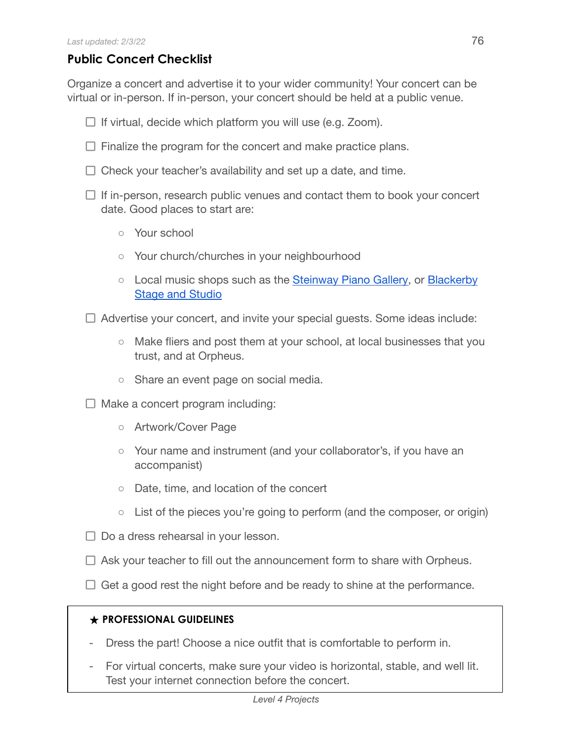*Last updated: 2/3/22*

## Public Concert Checklist

Organize a concert and advertise it to your wider community! Your concert can be virtual or in-person. If in-person, your concert should be held at a public venue.

- [ ] If virtual, decide which platform you will use (e.g. Zoom).
- [ ] Finalize the program for the concert and make practice plans.
- [ ] Check your teacher's availability and set up a date, and time.
- [ ] If in-person, research public venues and contact them to book your concert date. Good places to start are:
    - Your school
    - Your church/churches in your neighbourhood
    - Local music shops such as the Steinway Piano Gallery, or Blackerby Stage and Studio
- [ ] Advertise your concert, and invite your special guests. Some ideas include:
    - Make fliers and post them at your school, at local businesses that you trust, and at Orpheus.
    - Share an event page on social media.
- [ ] Make a concert program including:
    - Artwork/Cover Page
    - Your name and instrument (and your collaborator's, if you have an accompanist)
    - Date, time, and location of the concert
    - List of the pieces you're going to perform (and the composer, or origin)
- [ ] Do a dress rehearsal in your lesson.
- [ ] Ask your teacher to fill out the announcement form to share with Orpheus.
- [ ] Get a good rest the night before and be ready to shine at the performance.

★ **PROFESSIONAL GUIDELINES**

- Dress the part! Choose a nice outfit that is comfortable to perform in.
- For virtual concerts, make sure your video is horizontal, stable, and well lit. Test your internet connection before the concert.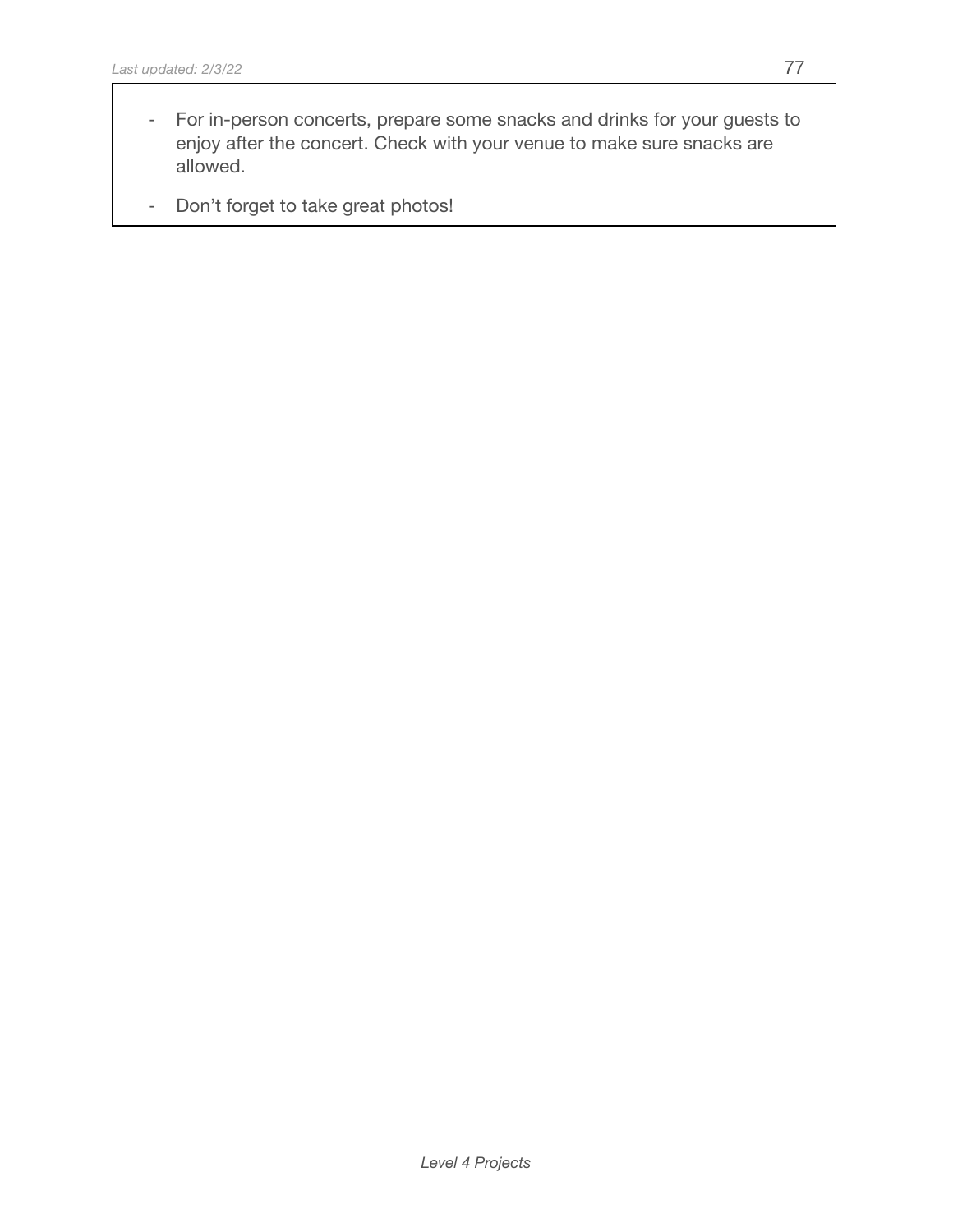- For in-person concerts, prepare some snacks and drinks for your guests to enjoy after the concert. Check with your venue to make sure snacks are allowed.
- Don't forget to take great photos!